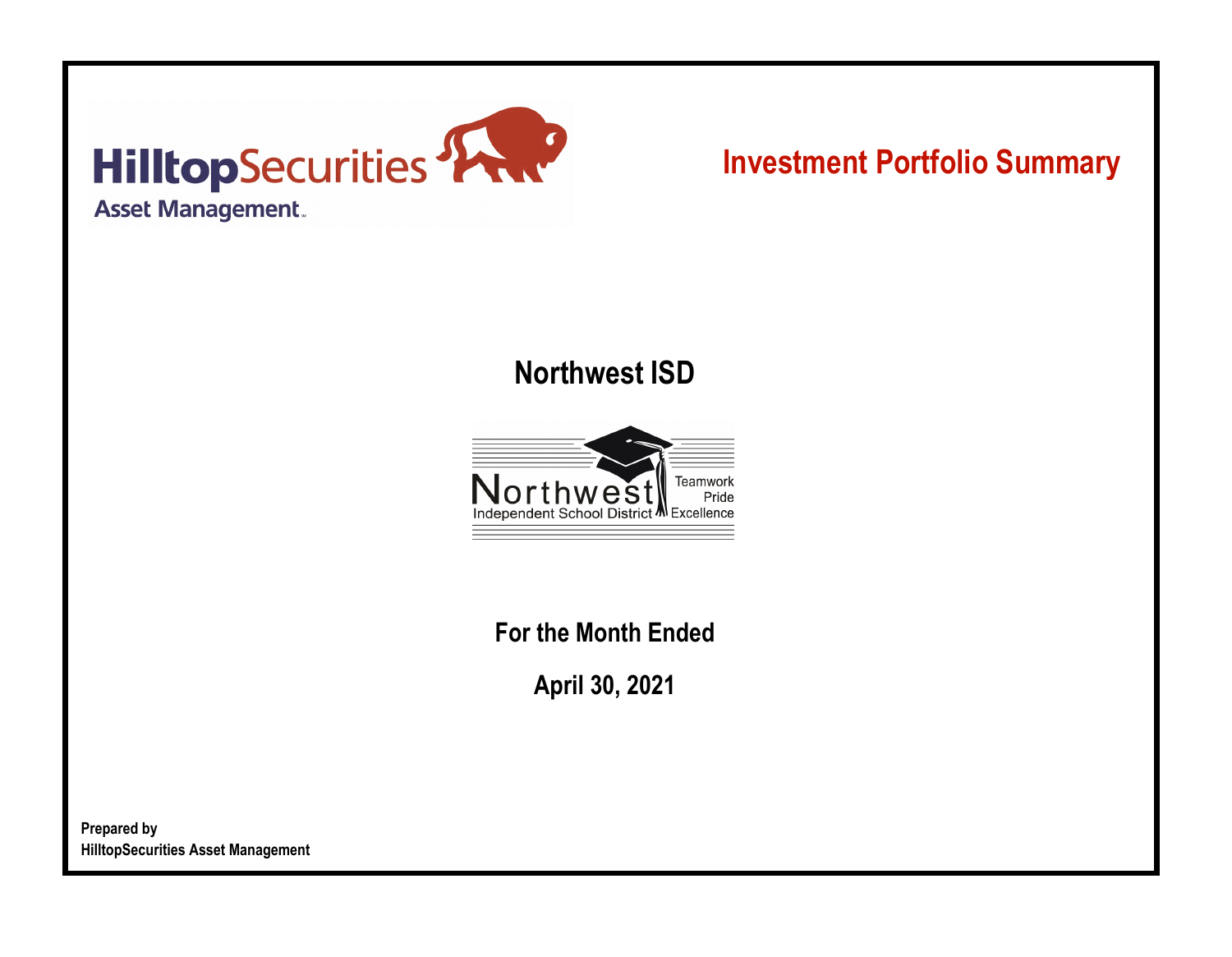HilltopSecurities
Asset Management

# Investment Portfolio Summary

## Northwest ISD

Northwest
Independent School District
Teamwork
Pride
Excellence

### For the Month Ended

### April 30, 2021

**Prepared by**
**HilltopSecurities Asset Management**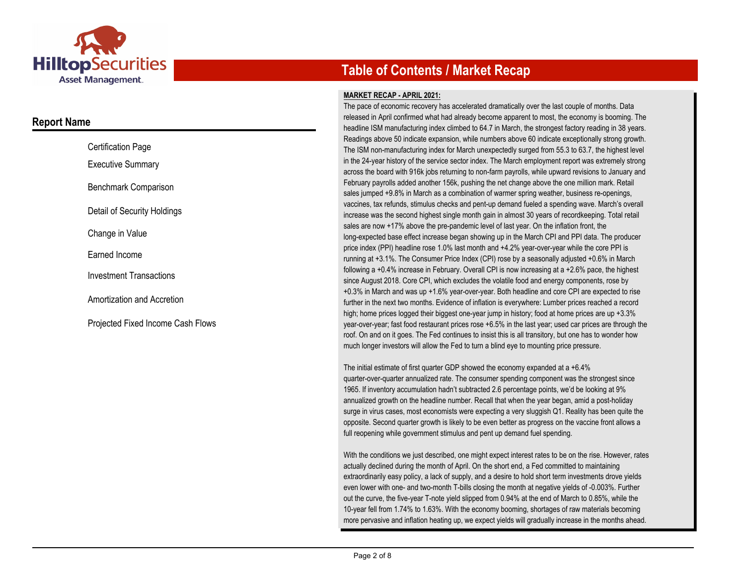# Table of Contents / Market Recap

## Report Name

- Certification Page
- Executive Summary
- Benchmark Comparison
- Detail of Security Holdings
- Change in Value
- Earned Income
- Investment Transactions
- Amortization and Accretion
- Projected Fixed Income Cash Flows

**MARKET RECAP - APRIL 2021:**

The pace of economic recovery has accelerated dramatically over the last couple of months. Data released in April confirmed what had already become apparent to most, the economy is booming. The headline ISM manufacturing index climbed to 64.7 in March, the strongest factory reading in 38 years. Readings above 50 indicate expansion, while numbers above 60 indicate exceptionally strong growth. The ISM non-manufacturing index for March unexpectedly surged from 55.3 to 63.7, the highest level in the 24-year history of the service sector index. The March employment report was extremely strong across the board with 916k jobs returning to non-farm payrolls, while upward revisions to January and February payrolls added another 156k, pushing the net change above the one million mark. Retail sales jumped +9.8% in March as a combination of warmer spring weather, business re-openings, vaccines, tax refunds, stimulus checks and pent-up demand fueled a spending wave. March's overall increase was the second highest single month gain in almost 30 years of recordkeeping. Total retail sales are now +17% above the pre-pandemic level of last year. On the inflation front, the long-expected base effect increase began showing up in the March CPI and PPI data. The producer price index (PPI) headline rose 1.0% last month and +4.2% year-over-year while the core PPI is running at +3.1%. The Consumer Price Index (CPI) rose by a seasonally adjusted +0.6% in March following a +0.4% increase in February. Overall CPI is now increasing at a +2.6% pace, the highest since August 2018. Core CPI, which excludes the volatile food and energy components, rose by +0.3% in March and was up +1.6% year-over-year. Both headline and core CPI are expected to rise further in the next two months. Evidence of inflation is everywhere: Lumber prices reached a record high; home prices logged their biggest one-year jump in history; food at home prices are up +3.3% year-over-year; fast food restaurant prices rose +6.5% in the last year; used car prices are through the roof. On and on it goes. The Fed continues to insist this is all transitory, but one has to wonder how much longer investors will allow the Fed to turn a blind eye to mounting price pressure.

The initial estimate of first quarter GDP showed the economy expanded at a +6.4% quarter-over-quarter annualized rate. The consumer spending component was the strongest since 1965. If inventory accumulation hadn't subtracted 2.6 percentage points, we'd be looking at 9% annualized growth on the headline number. Recall that when the year began, amid a post-holiday surge in virus cases, most economists were expecting a very sluggish Q1. Reality has been quite the opposite. Second quarter growth is likely to be even better as progress on the vaccine front allows a full reopening while government stimulus and pent up demand fuel spending.

With the conditions we just described, one might expect interest rates to be on the rise. However, rates actually declined during the month of April. On the short end, a Fed committed to maintaining extraordinarily easy policy, a lack of supply, and a desire to hold short term investments drove yields even lower with one- and two-month T-bills closing the month at negative yields of -0.003%. Further out the curve, the five-year T-note yield slipped from 0.94% at the end of March to 0.85%, while the 10-year fell from 1.74% to 1.63%. With the economy booming, shortages of raw materials becoming more pervasive and inflation heating up, we expect yields will gradually increase in the months ahead.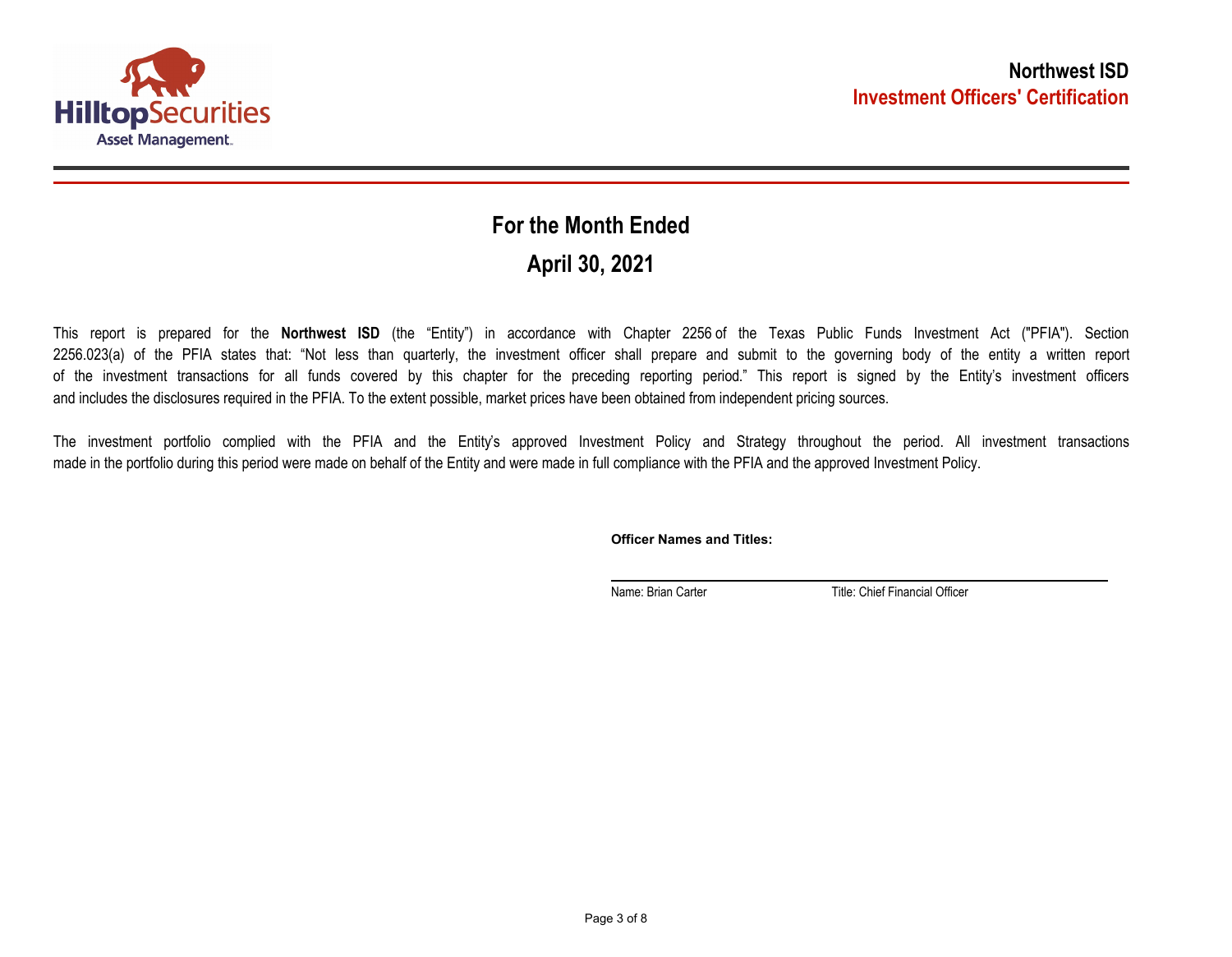**Northwest ISD**
**Investment Officers' Certification**

## For the Month Ended

## April 30, 2021

This report is prepared for the **Northwest ISD** (the "Entity") in accordance with Chapter 2256 of the Texas Public Funds Investment Act ("PFIA"). Section 2256.023(a) of the PFIA states that: "Not less than quarterly, the investment officer shall prepare and submit to the governing body of the entity a written report of the investment transactions for all funds covered by this chapter for the preceding reporting period." This report is signed by the Entity's investment officers and includes the disclosures required in the PFIA. To the extent possible, market prices have been obtained from independent pricing sources.

The investment portfolio complied with the PFIA and the Entity's approved Investment Policy and Strategy throughout the period. All investment transactions made in the portfolio during this period were made on behalf of the Entity and were made in full compliance with the PFIA and the approved Investment Policy.

**Officer Names and Titles:**

Name: Brian Carter Title: Chief Financial Officer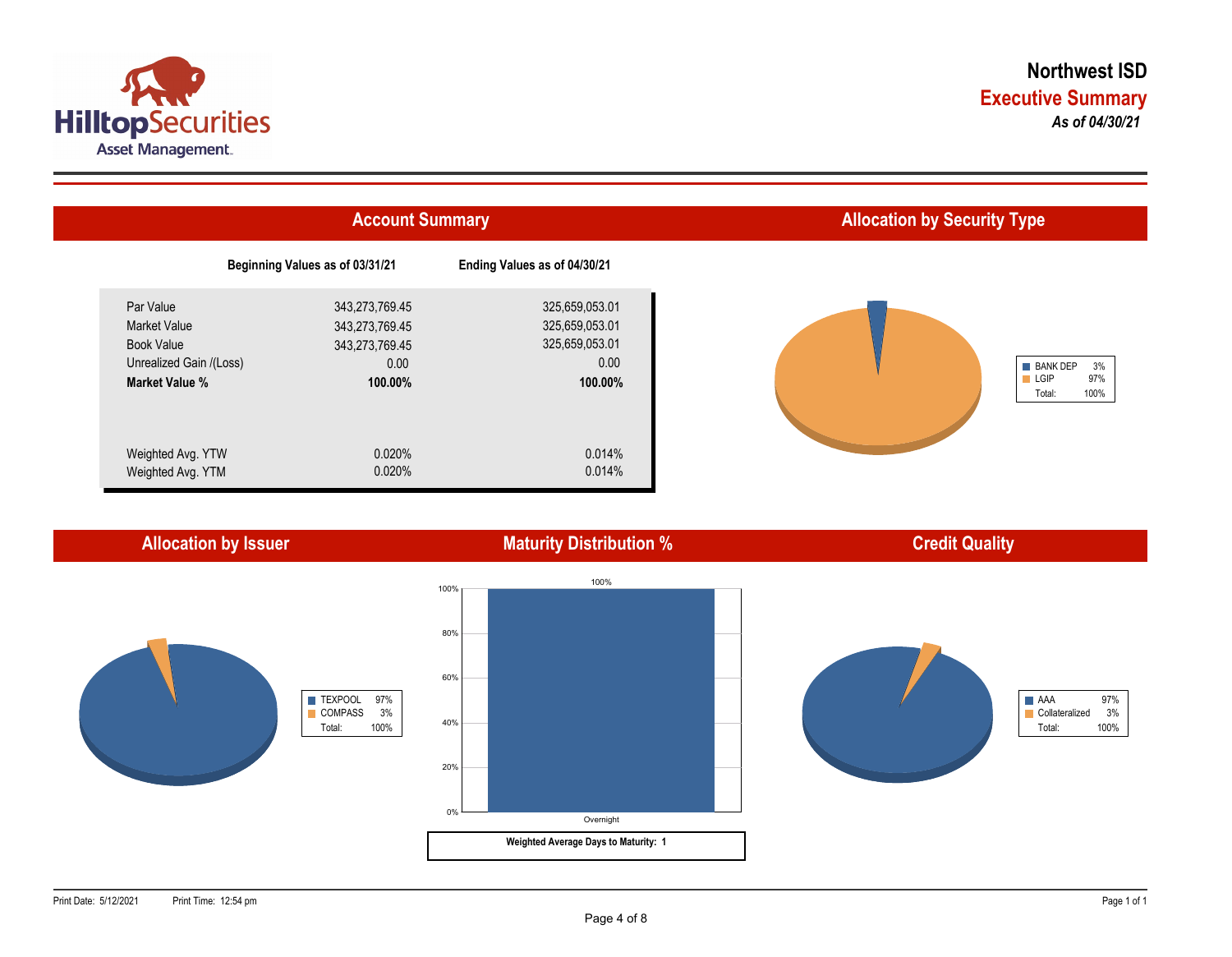# Northwest ISD

## Executive Summary

***As of 04/30/21***

## Account Summary

| | Beginning Values as of 03/31/21 | Ending Values as of 04/30/21 |
|---|---|---|
| Par Value | 343,273,769.45 | 325,659,053.01 |
| Market Value | 343,273,769.45 | 325,659,053.01 |
| Book Value | 343,273,769.45 | 325,659,053.01 |
| Unrealized Gain /(Loss) | 0.00 | 0.00 |
| **Market Value %** | **100.00%** | **100.00%** |
| Weighted Avg. YTW | 0.020% | 0.014% |
| Weighted Avg. YTM | 0.020% | 0.014% |

## Allocation by Security Type

| | |
|---|---|
| BANK DEP | 3% |
| LGIP | 97% |
| Total: | 100% |

## Allocation by Issuer

| | |
|---|---|
| TEXPOOL | 97% |
| COMPASS | 3% |
| Total: | 100% |

## Maturity Distribution %

| Maturity | % |
|---|---|
| Overnight | 100% |

**Weighted Average Days to Maturity: 1**

## Credit Quality

| | |
|---|---|
| AAA | 97% |
| Collateralized | 3% |
| Total: | 100% |

Print Date: 5/12/2021 Print Time: 12:54 pm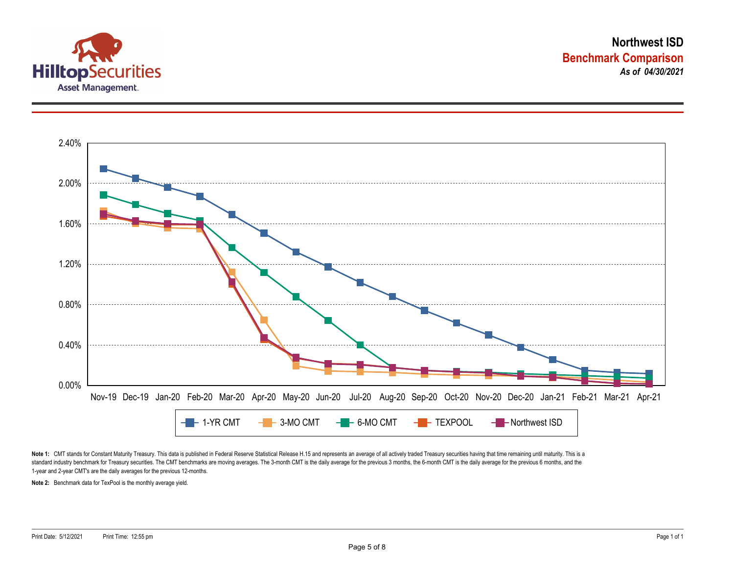# Northwest ISD

## Benchmark Comparison

***As of 04/30/2021***

2.40%
2.00%
1.60%
1.20%
0.80%
0.40%
0.00%

Nov-19 Dec-19 Jan-20 Feb-20 Mar-20 Apr-20 May-20 Jun-20 Jul-20 Aug-20 Sep-20 Oct-20 Nov-20 Dec-20 Jan-21 Feb-21 Mar-21 Apr-21

1-YR CMT | 3-MO CMT | 6-MO CMT | TEXPOOL | Northwest ISD

**Note 1:** CMT stands for Constant Maturity Treasury. This data is published in Federal Reserve Statistical Release H.15 and represents an average of all actively traded Treasury securities having that time remaining until maturity. This is a standard industry benchmark for Treasury securities. The CMT benchmarks are moving averages. The 3-month CMT is the daily average for the previous 3 months, the 6-month CMT is the daily average for the previous 6 months, and the 1-year and 2-year CMT's are the daily averages for the previous 12-months.

**Note 2:** Benchmark data for TexPool is the monthly average yield.

Print Date: 5/12/2021 Print Time: 12:55 pm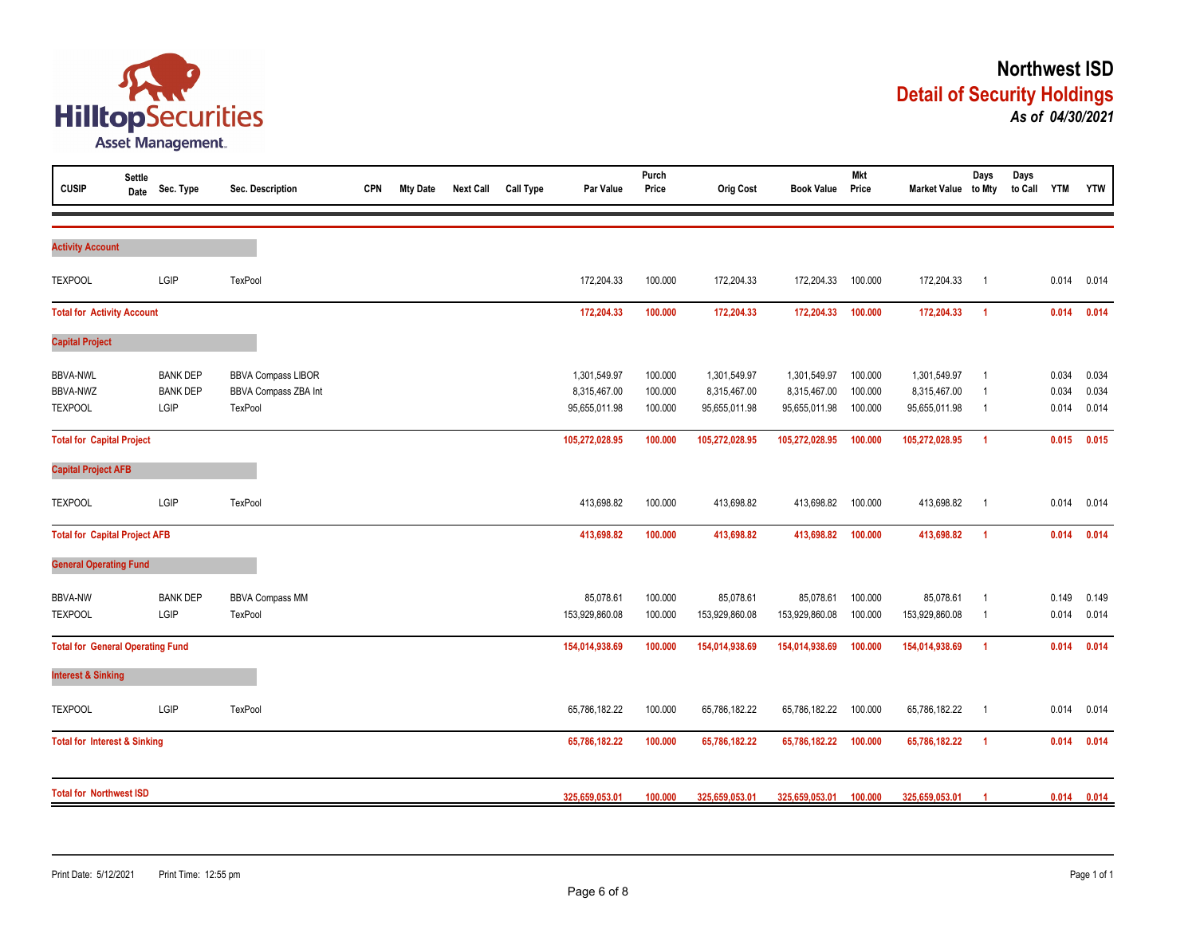# Northwest ISD

## Detail of Security Holdings

*As of 04/30/2021*

| CUSIP | Settle Date | Sec. Type | Sec. Description | CPN | Mty Date | Next Call | Call Type | Par Value | Purch Price | Orig Cost | Book Value | Mkt Price | Market Value | Days to Mty | Days to Call | YTM | YTW |
|---|---|---|---|---|---|---|---|---|---|---|---|---|---|---|---|---|---|
| **Activity Account** | | | | | | | | | | | | | | | | | |
| TEXPOOL | | LGIP | TexPool | | | | | 172,204.33 | 100.000 | 172,204.33 | 172,204.33 | 100.000 | 172,204.33 | 1 | | 0.014 | 0.014 |
| **Total for Activity Account** | | | | | | | | **172,204.33** | **100.000** | **172,204.33** | **172,204.33** | **100.000** | **172,204.33** | **1** | | **0.014** | **0.014** |
| **Capital Project** | | | | | | | | | | | | | | | | | |
| BBVA-NWL | | BANK DEP | BBVA Compass LIBOR | | | | | 1,301,549.97 | 100.000 | 1,301,549.97 | 1,301,549.97 | 100.000 | 1,301,549.97 | 1 | | 0.034 | 0.034 |
| BBVA-NWZ | | BANK DEP | BBVA Compass ZBA Int | | | | | 8,315,467.00 | 100.000 | 8,315,467.00 | 8,315,467.00 | 100.000 | 8,315,467.00 | 1 | | 0.034 | 0.034 |
| TEXPOOL | | LGIP | TexPool | | | | | 95,655,011.98 | 100.000 | 95,655,011.98 | 95,655,011.98 | 100.000 | 95,655,011.98 | 1 | | 0.014 | 0.014 |
| **Total for Capital Project** | | | | | | | | **105,272,028.95** | **100.000** | **105,272,028.95** | **105,272,028.95** | **100.000** | **105,272,028.95** | **1** | | **0.015** | **0.015** |
| **Capital Project AFB** | | | | | | | | | | | | | | | | | |
| TEXPOOL | | LGIP | TexPool | | | | | 413,698.82 | 100.000 | 413,698.82 | 413,698.82 | 100.000 | 413,698.82 | 1 | | 0.014 | 0.014 |
| **Total for Capital Project AFB** | | | | | | | | **413,698.82** | **100.000** | **413,698.82** | **413,698.82** | **100.000** | **413,698.82** | **1** | | **0.014** | **0.014** |
| **General Operating Fund** | | | | | | | | | | | | | | | | | |
| BBVA-NW | | BANK DEP | BBVA Compass MM | | | | | 85,078.61 | 100.000 | 85,078.61 | 85,078.61 | 100.000 | 85,078.61 | 1 | | 0.149 | 0.149 |
| TEXPOOL | | LGIP | TexPool | | | | | 153,929,860.08 | 100.000 | 153,929,860.08 | 153,929,860.08 | 100.000 | 153,929,860.08 | 1 | | 0.014 | 0.014 |
| **Total for General Operating Fund** | | | | | | | | **154,014,938.69** | **100.000** | **154,014,938.69** | **154,014,938.69** | **100.000** | **154,014,938.69** | **1** | | **0.014** | **0.014** |
| **Interest & Sinking** | | | | | | | | | | | | | | | | | |
| TEXPOOL | | LGIP | TexPool | | | | | 65,786,182.22 | 100.000 | 65,786,182.22 | 65,786,182.22 | 100.000 | 65,786,182.22 | 1 | | 0.014 | 0.014 |
| **Total for Interest & Sinking** | | | | | | | | **65,786,182.22** | **100.000** | **65,786,182.22** | **65,786,182.22** | **100.000** | **65,786,182.22** | **1** | | **0.014** | **0.014** |
| **Total for Northwest ISD** | | | | | | | | **325,659,053.01** | **100.000** | **325,659,053.01** | **325,659,053.01** | **100.000** | **325,659,053.01** | **1** | | **0.014** | **0.014** |

Print Date: 5/12/2021 Print Time: 12:55 pm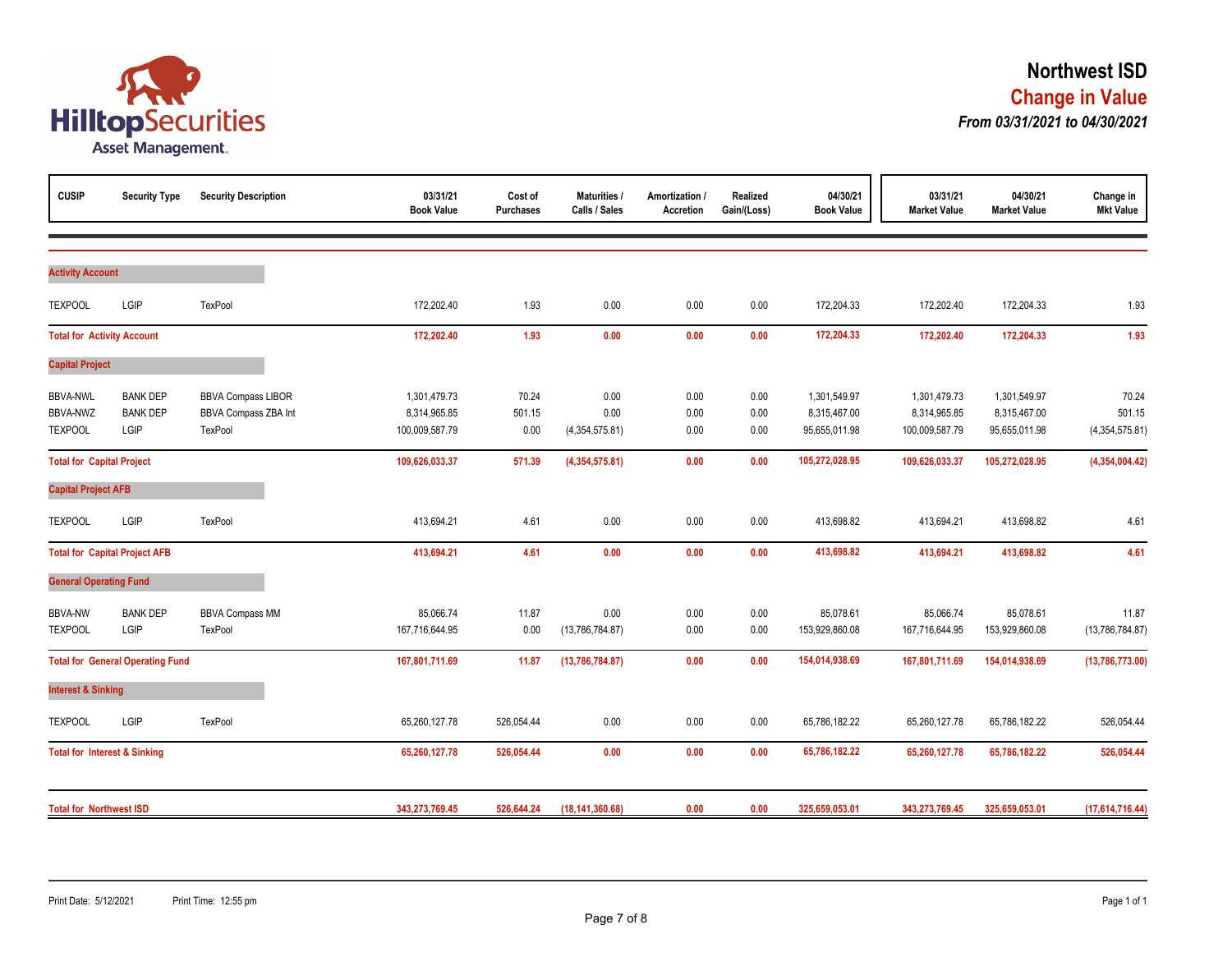# Northwest ISD

## Change in Value

### *From 03/31/2021 to 04/30/2021*

| CUSIP | Security Type | Security Description | 03/31/21 Book Value | Cost of Purchases | Maturities / Calls / Sales | Amortization / Accretion | Realized Gain/(Loss) | 04/30/21 Book Value | 03/31/21 Market Value | 04/30/21 Market Value | Change in Mkt Value |
|---|---|---|---|---|---|---|---|---|---|---|---|
| **Activity Account** | | | | | | | | | | | |
| TEXPOOL | LGIP | TexPool | 172,202.40 | 1.93 | 0.00 | 0.00 | 0.00 | 172,204.33 | 172,202.40 | 172,204.33 | 1.93 |
| **Total for Activity Account** | | | **172,202.40** | **1.93** | **0.00** | **0.00** | **0.00** | **172,204.33** | **172,202.40** | **172,204.33** | **1.93** |
| **Capital Project** | | | | | | | | | | | |
| BBVA-NWL | BANK DEP | BBVA Compass LIBOR | 1,301,479.73 | 70.24 | 0.00 | 0.00 | 0.00 | 1,301,549.97 | 1,301,479.73 | 1,301,549.97 | 70.24 |
| BBVA-NWZ | BANK DEP | BBVA Compass ZBA Int | 8,314,965.85 | 501.15 | 0.00 | 0.00 | 0.00 | 8,315,467.00 | 8,314,965.85 | 8,315,467.00 | 501.15 |
| TEXPOOL | LGIP | TexPool | 100,009,587.79 | 0.00 | (4,354,575.81) | 0.00 | 0.00 | 95,655,011.98 | 100,009,587.79 | 95,655,011.98 | (4,354,575.81) |
| **Total for Capital Project** | | | **109,626,033.37** | **571.39** | **(4,354,575.81)** | **0.00** | **0.00** | **105,272,028.95** | **109,626,033.37** | **105,272,028.95** | **(4,354,004.42)** |
| **Capital Project AFB** | | | | | | | | | | | |
| TEXPOOL | LGIP | TexPool | 413,694.21 | 4.61 | 0.00 | 0.00 | 0.00 | 413,698.82 | 413,694.21 | 413,698.82 | 4.61 |
| **Total for Capital Project AFB** | | | **413,694.21** | **4.61** | **0.00** | **0.00** | **0.00** | **413,698.82** | **413,694.21** | **413,698.82** | **4.61** |
| **General Operating Fund** | | | | | | | | | | | |
| BBVA-NW | BANK DEP | BBVA Compass MM | 85,066.74 | 11.87 | 0.00 | 0.00 | 0.00 | 85,078.61 | 85,066.74 | 85,078.61 | 11.87 |
| TEXPOOL | LGIP | TexPool | 167,716,644.95 | 0.00 | (13,786,784.87) | 0.00 | 0.00 | 153,929,860.08 | 167,716,644.95 | 153,929,860.08 | (13,786,784.87) |
| **Total for General Operating Fund** | | | **167,801,711.69** | **11.87** | **(13,786,784.87)** | **0.00** | **0.00** | **154,014,938.69** | **167,801,711.69** | **154,014,938.69** | **(13,786,773.00)** |
| **Interest & Sinking** | | | | | | | | | | | |
| TEXPOOL | LGIP | TexPool | 65,260,127.78 | 526,054.44 | 0.00 | 0.00 | 0.00 | 65,786,182.22 | 65,260,127.78 | 65,786,182.22 | 526,054.44 |
| **Total for Interest & Sinking** | | | **65,260,127.78** | **526,054.44** | **0.00** | **0.00** | **0.00** | **65,786,182.22** | **65,260,127.78** | **65,786,182.22** | **526,054.44** |
| **Total for Northwest ISD** | | | **343,273,769.45** | **526,644.24** | **(18,141,360.68)** | **0.00** | **0.00** | **325,659,053.01** | **343,273,769.45** | **325,659,053.01** | **(17,614,716.44)** |

Print Date: 5/12/2021 Print Time: 12:55 pm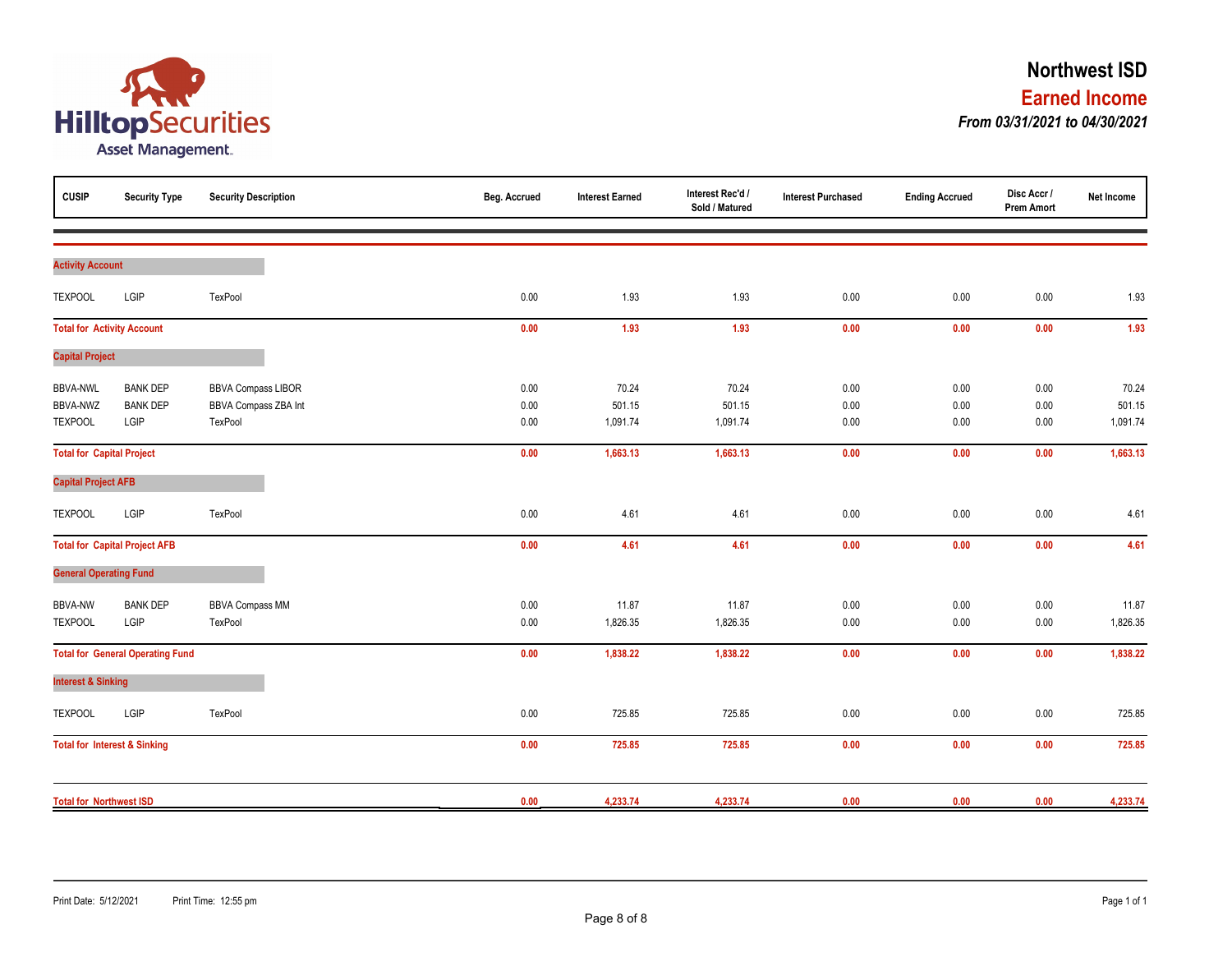# Northwest ISD

## Earned Income

***From 03/31/2021 to 04/30/2021***

| CUSIP | Security Type | Security Description | Beg. Accrued | Interest Earned | Interest Rec'd / Sold / Matured | Interest Purchased | Ending Accrued | Disc Accr / Prem Amort | Net Income |
|---|---|---|---|---|---|---|---|---|---|
| **Activity Account** | | | | | | | | | |
| TEXPOOL | LGIP | TexPool | 0.00 | 1.93 | 1.93 | 0.00 | 0.00 | 0.00 | 1.93 |
| **Total for Activity Account** | | | **0.00** | **1.93** | **1.93** | **0.00** | **0.00** | **0.00** | **1.93** |
| **Capital Project** | | | | | | | | | |
| BBVA-NWL | BANK DEP | BBVA Compass LIBOR | 0.00 | 70.24 | 70.24 | 0.00 | 0.00 | 0.00 | 70.24 |
| BBVA-NWZ | BANK DEP | BBVA Compass ZBA Int | 0.00 | 501.15 | 501.15 | 0.00 | 0.00 | 0.00 | 501.15 |
| TEXPOOL | LGIP | TexPool | 0.00 | 1,091.74 | 1,091.74 | 0.00 | 0.00 | 0.00 | 1,091.74 |
| **Total for Capital Project** | | | **0.00** | **1,663.13** | **1,663.13** | **0.00** | **0.00** | **0.00** | **1,663.13** |
| **Capital Project AFB** | | | | | | | | | |
| TEXPOOL | LGIP | TexPool | 0.00 | 4.61 | 4.61 | 0.00 | 0.00 | 0.00 | 4.61 |
| **Total for Capital Project AFB** | | | **0.00** | **4.61** | **4.61** | **0.00** | **0.00** | **0.00** | **4.61** |
| **General Operating Fund** | | | | | | | | | |
| BBVA-NW | BANK DEP | BBVA Compass MM | 0.00 | 11.87 | 11.87 | 0.00 | 0.00 | 0.00 | 11.87 |
| TEXPOOL | LGIP | TexPool | 0.00 | 1,826.35 | 1,826.35 | 0.00 | 0.00 | 0.00 | 1,826.35 |
| **Total for General Operating Fund** | | | **0.00** | **1,838.22** | **1,838.22** | **0.00** | **0.00** | **0.00** | **1,838.22** |
| **Interest & Sinking** | | | | | | | | | |
| TEXPOOL | LGIP | TexPool | 0.00 | 725.85 | 725.85 | 0.00 | 0.00 | 0.00 | 725.85 |
| **Total for Interest & Sinking** | | | **0.00** | **725.85** | **725.85** | **0.00** | **0.00** | **0.00** | **725.85** |
| **Total for Northwest ISD** | | | **0.00** | **4,233.74** | **4,233.74** | **0.00** | **0.00** | **0.00** | **4,233.74** |

Print Date: 5/12/2021 Print Time: 12:55 pm